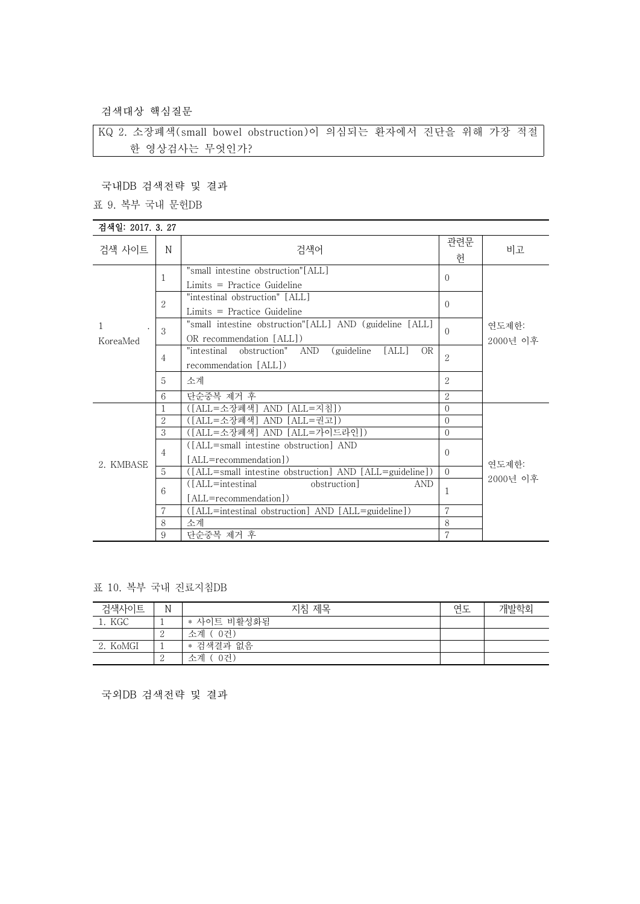검색대상 핵심질문

KQ 2. 소장폐색(small bowel obstruction)이 의심되는 환자에서 진단을 위해 가장 적절한 영상검사는 무엇인가?

국내DB 검색전략 및 결과

표 9. 복부 국내 문헌DB

검색일: 2017. 3. 27

| 검색 사이트 | N | 검색어 | 관련문헌 | 비고 |
|---|---|---|---|---|
| 1. KoreaMed | 1 | "small intestine obstruction"[ALL] Limits = Practice Guideline | 0 | 연도제한: 2000년 이후 |
| | 2 | "intestinal obstruction" [ALL] Limits = Practice Guideline | 0 | |
| | 3 | "small intestine obstruction"[ALL] AND (guideline [ALL] OR recommendation [ALL]) | 0 | |
| | 4 | "intestinal obstruction" AND (guideline [ALL] OR recommendation [ALL]) | 2 | |
| | 5 | 소계 | 2 | |
| | 6 | 단순중복 제거 후 | 2 | |
| 2. KMBASE | 1 | ([ALL=소장폐색] AND [ALL=지침]) | 0 | 연도제한: 2000년 이후 |
| | 2 | ([ALL=소장폐색] AND [ALL=권고]) | 0 | |
| | 3 | ([ALL=소장폐색] AND [ALL=가이드라인]) | 0 | |
| | 4 | ([ALL=small intestine obstruction] AND [ALL=recommendation]) | 0 | |
| | 5 | ([ALL=small intestine obstruction] AND [ALL=guideline]) | 0 | |
| | 6 | ([ALL=intestinal obstruction] AND [ALL=recommendation]) | 1 | |
| | 7 | ([ALL=intestinal obstruction] AND [ALL=guideline]) | 7 | |
| | 8 | 소계 | 8 | |
| | 9 | 단순중복 제거 후 | 7 | |

표 10. 복부 국내 진료지침DB

| 검색사이트 | N | 지침 제목 | 연도 | 개발학회 |
|---|---|---|---|---|
| 1. KGC | 1 | * 사이트 비활성화됨 | | |
| | 2 | 소계 ( 0건) | | |
| 2. KoMGI | 1 | * 검색결과 없음 | | |
| | 2 | 소계 ( 0건) | | |

국외DB 검색전략 및 결과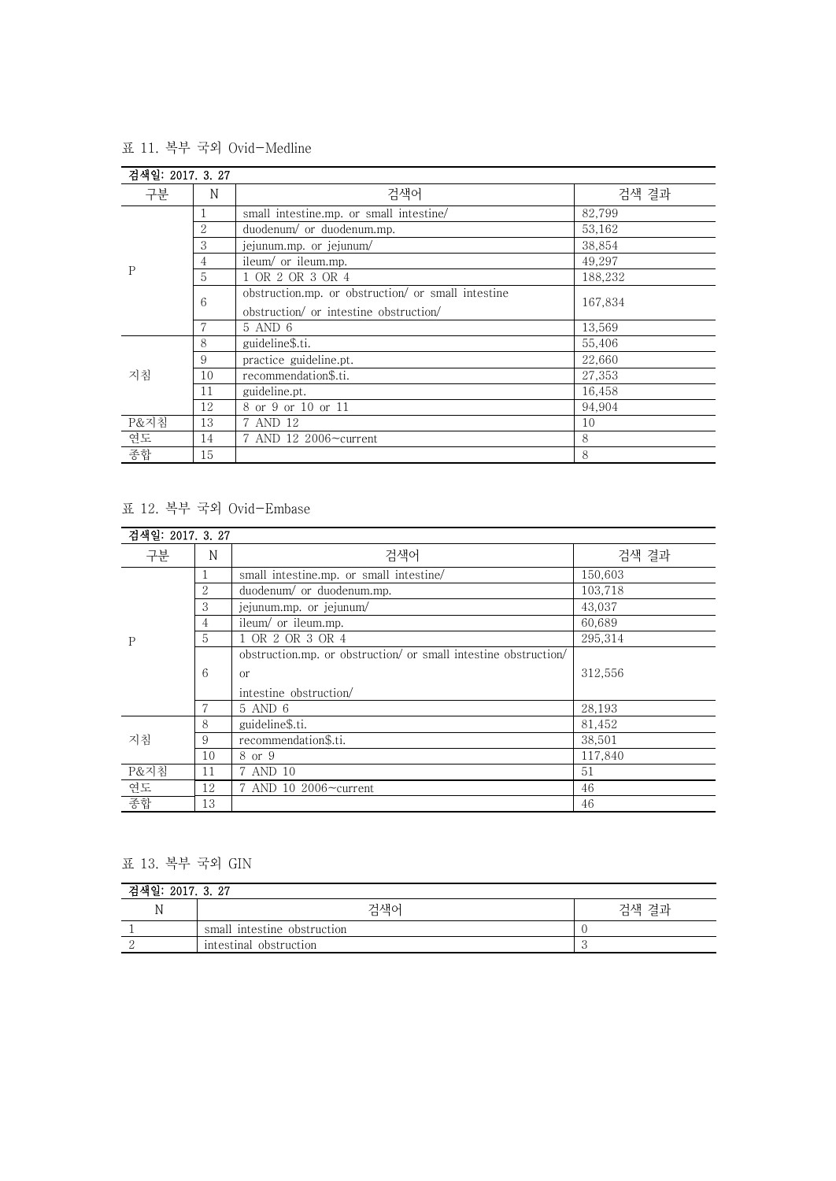표 11. 복부 국외 Ovid-Medline

| 검색일: 2017. 3. 27 | | | |
|---|---|---|---|
| 구분 | N | 검색어 | 검색 결과 |
| P | 1 | small intestine.mp. or small intestine/ | 82,799 |
| | 2 | duodenum/ or duodenum.mp. | 53,162 |
| | 3 | jejunum.mp. or jejunum/ | 38,854 |
| | 4 | ileum/ or ileum.mp. | 49,297 |
| | 5 | 1 OR 2 OR 3 OR 4 | 188,232 |
| | 6 | obstruction.mp. or obstruction/ or small intestine obstruction/ or intestine obstruction/ | 167,834 |
| | 7 | 5 AND 6 | 13,569 |
| 지침 | 8 | guideline$.ti. | 55,406 |
| | 9 | practice guideline.pt. | 22,660 |
| | 10 | recommendation$.ti. | 27,353 |
| | 11 | guideline.pt. | 16,458 |
| | 12 | 8 or 9 or 10 or 11 | 94,904 |
| P&지침 | 13 | 7 AND 12 | 10 |
| 연도 | 14 | 7 AND 12 2006~current | 8 |
| 종합 | 15 | | 8 |

표 12. 복부 국외 Ovid-Embase

| 검색일: 2017. 3. 27 | | | |
|---|---|---|---|
| 구분 | N | 검색어 | 검색 결과 |
| P | 1 | small intestine.mp. or small intestine/ | 150,603 |
| | 2 | duodenum/ or duodenum.mp. | 103,718 |
| | 3 | jejunum.mp. or jejunum/ | 43,037 |
| | 4 | ileum/ or ileum.mp. | 60,689 |
| | 5 | 1 OR 2 OR 3 OR 4 | 295,314 |
| | 6 | obstruction.mp. or obstruction/ or small intestine obstruction/ or intestine obstruction/ | 312,556 |
| | 7 | 5 AND 6 | 28,193 |
| 지침 | 8 | guideline$.ti. | 81,452 |
| | 9 | recommendation$.ti. | 38,501 |
| | 10 | 8 or 9 | 117,840 |
| P&지침 | 11 | 7 AND 10 | 51 |
| 연도 | 12 | 7 AND 10 2006~current | 46 |
| 종합 | 13 | | 46 |

표 13. 복부 국외 GIN

| 검색일: 2017. 3. 27 | | |
|---|---|---|
| N | 검색어 | 검색 결과 |
| 1 | small intestine obstruction | 0 |
| 2 | intestinal obstruction | 3 |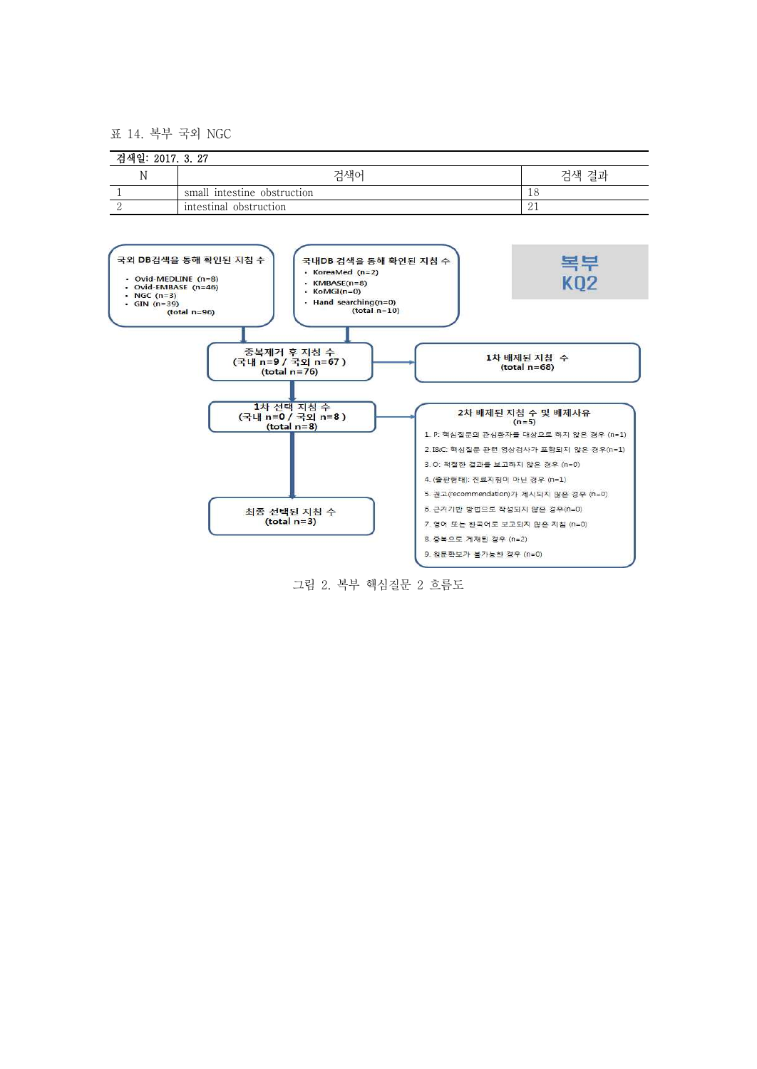표 14. 복부 국외 NGC

| 검색일: 2017. 3. 27 | | |
|---|---|---|
| N | 검색어 | 검색 결과 |
| 1 | small intestine obstruction | 18 |
| 2 | intestinal obstruction | 21 |

국외 DB검색을 통해 확인된 지침 수
- Ovid-MEDLINE (n=8)
- Ovid-EMBASE (n=46)
- NGC (n=3)
- GIN (n=39)

(total n=96)

국내DB 검색을 통해 확인된 지침 수
- KoreaMed (n=2)
- KMBASE(n=8)
- KoMGI(n=0)
- Hand searching(n=0)

(total n=10)

복부 KQ2

중복제거 후 지침 수
(국내 n=9 / 국외 n=67 )
(total n=76)

1차 배제된 지침 수
(total n=68)

1차 선택 지침 수
(국내 n=0 / 국외 n=8 )
(total n=8)

2차 배제된 지침 수 및 배제사유
(n=5)
1. P: 핵심질문의 관심환자를 대상으로 하지 않은 경우 (n=1)
2. I&C: 핵심질문 관련 영상검사가 포함되지 않은 경우(n=1)
3. O: 적절한 결과를 보고하지 않은 경우 (n=0)
4. (출판형태): 진료지침이 아닌 경우 (n=1)
5. 권고(recommendation)가 제시되지 않은 경우 (n=0)
6. 근거기반 방법으로 작성되지 않은 경우(n=0)
7. 영어 또는 한국어로 보고되지 않은 지침 (n=0)
8. 중복으로 게재된 경우 (n=2)
9. 원문확보가 불가능한 경우 (n=0)

최종 선택된 지침 수
(total n=3)

그림 2. 복부 핵심질문 2 흐름도